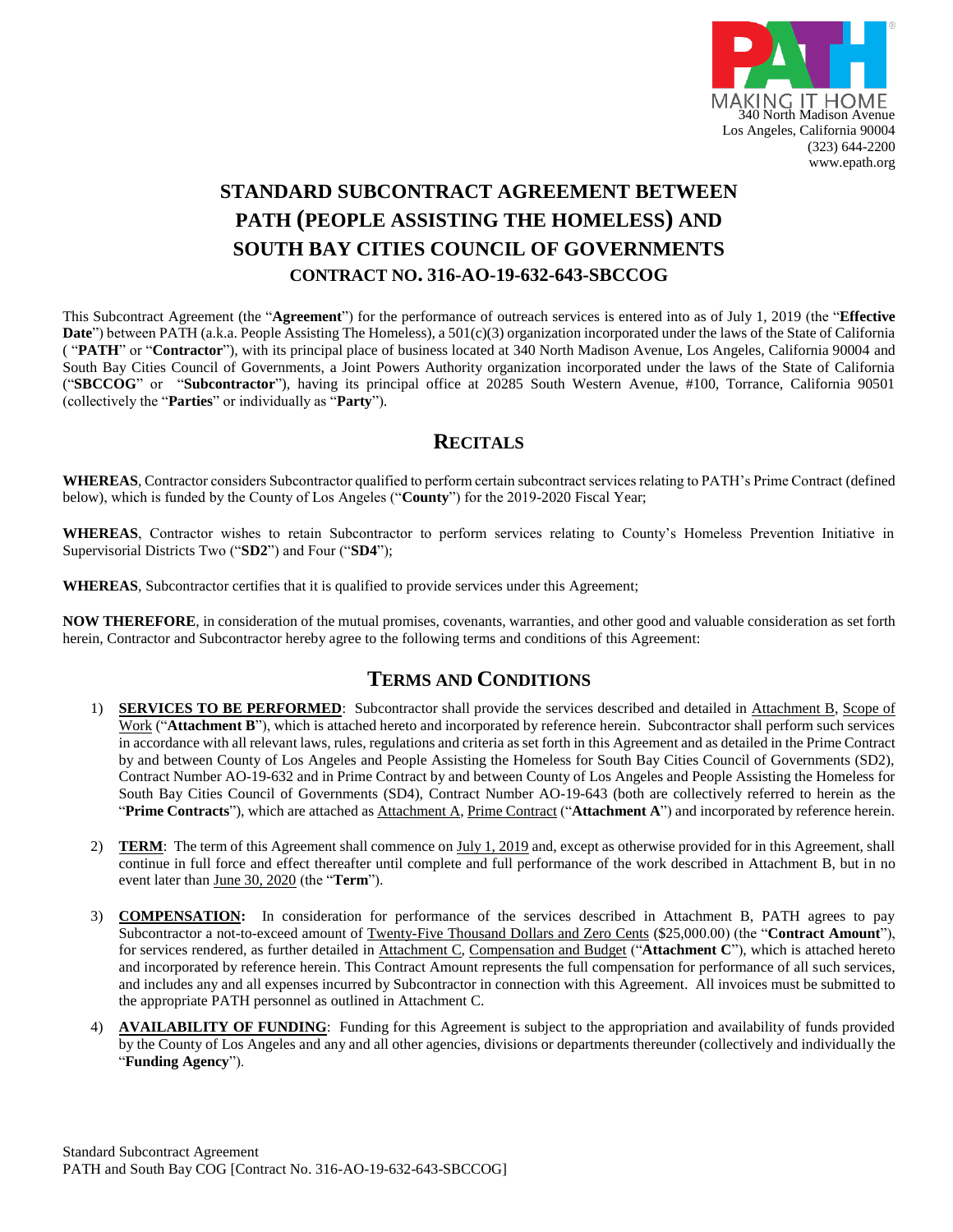PATH

MAKING IT HOME
340 North Madison Avenue
Los Angeles, California 90004
(323) 644-2200
www.epath.org

# STANDARD SUBCONTRACT AGREEMENT BETWEEN PATH (PEOPLE ASSISTING THE HOMELESS) AND SOUTH BAY CITIES COUNCIL OF GOVERNMENTS

## CONTRACT NO. 316-AO-19-632-643-SBCCOG

This Subcontract Agreement (the "**Agreement**") for the performance of outreach services is entered into as of July 1, 2019 (the "**Effective Date**") between PATH (a.k.a. People Assisting The Homeless), a 501(c)(3) organization incorporated under the laws of the State of California ( "**PATH**" or "**Contractor**"), with its principal place of business located at 340 North Madison Avenue, Los Angeles, California 90004 and South Bay Cities Council of Governments, a Joint Powers Authority organization incorporated under the laws of the State of California ("**SBCCOG**" or "**Subcontractor**"), having its principal office at 20285 South Western Avenue, #100, Torrance, California 90501 (collectively the "**Parties**" or individually as "**Party**").

## RECITALS

**WHEREAS**, Contractor considers Subcontractor qualified to perform certain subcontract services relating to PATH's Prime Contract (defined below), which is funded by the County of Los Angeles ("**County**") for the 2019-2020 Fiscal Year;

**WHEREAS**, Contractor wishes to retain Subcontractor to perform services relating to County's Homeless Prevention Initiative in Supervisorial Districts Two ("**SD2**") and Four ("**SD4**");

**WHEREAS**, Subcontractor certifies that it is qualified to provide services under this Agreement;

**NOW THEREFORE**, in consideration of the mutual promises, covenants, warranties, and other good and valuable consideration as set forth herein, Contractor and Subcontractor hereby agree to the following terms and conditions of this Agreement:

## TERMS AND CONDITIONS

1) **SERVICES TO BE PERFORMED**: Subcontractor shall provide the services described and detailed in Attachment B, Scope of Work ("**Attachment B**"), which is attached hereto and incorporated by reference herein. Subcontractor shall perform such services in accordance with all relevant laws, rules, regulations and criteria as set forth in this Agreement and as detailed in the Prime Contract by and between County of Los Angeles and People Assisting the Homeless for South Bay Cities Council of Governments (SD2), Contract Number AO-19-632 and in Prime Contract by and between County of Los Angeles and People Assisting the Homeless for South Bay Cities Council of Governments (SD4), Contract Number AO-19-643 (both are collectively referred to herein as the "**Prime Contracts**"), which are attached as Attachment A, Prime Contract ("**Attachment A**") and incorporated by reference herein.

2) **TERM**: The term of this Agreement shall commence on July 1, 2019 and, except as otherwise provided for in this Agreement, shall continue in full force and effect thereafter until complete and full performance of the work described in Attachment B, but in no event later than June 30, 2020 (the "**Term**").

3) **COMPENSATION:** In consideration for performance of the services described in Attachment B, PATH agrees to pay Subcontractor a not-to-exceed amount of Twenty-Five Thousand Dollars and Zero Cents ($25,000.00) (the "**Contract Amount**"), for services rendered, as further detailed in Attachment C, Compensation and Budget ("**Attachment C**"), which is attached hereto and incorporated by reference herein. This Contract Amount represents the full compensation for performance of all such services, and includes any and all expenses incurred by Subcontractor in connection with this Agreement. All invoices must be submitted to the appropriate PATH personnel as outlined in Attachment C.

4) **AVAILABILITY OF FUNDING**: Funding for this Agreement is subject to the appropriation and availability of funds provided by the County of Los Angeles and any and all other agencies, divisions or departments thereunder (collectively and individually the "**Funding Agency**").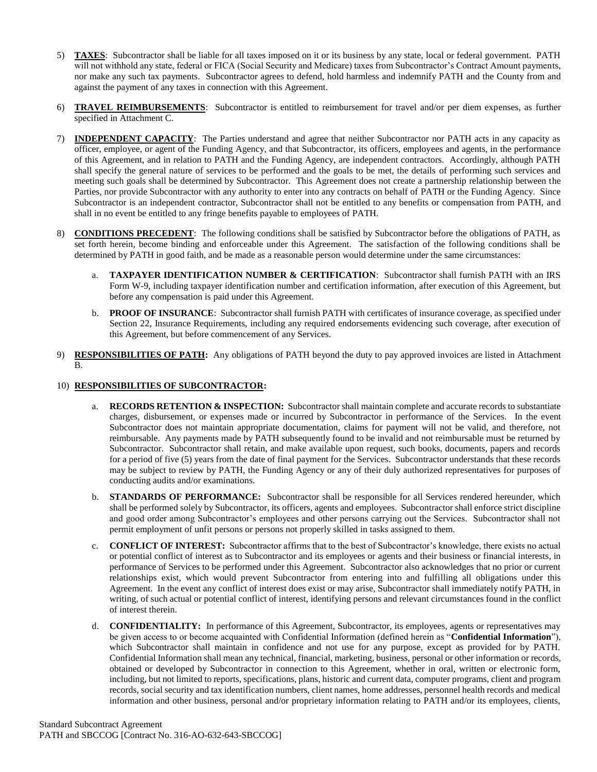5) **TAXES**: Subcontractor shall be liable for all taxes imposed on it or its business by any state, local or federal government. PATH will not withhold any state, federal or FICA (Social Security and Medicare) taxes from Subcontractor's Contract Amount payments, nor make any such tax payments. Subcontractor agrees to defend, hold harmless and indemnify PATH and the County from and against the payment of any taxes in connection with this Agreement.

6) **TRAVEL REIMBURSEMENTS**: Subcontractor is entitled to reimbursement for travel and/or per diem expenses, as further specified in Attachment C.

7) **INDEPENDENT CAPACITY**: The Parties understand and agree that neither Subcontractor nor PATH acts in any capacity as officer, employee, or agent of the Funding Agency, and that Subcontractor, its officers, employees and agents, in the performance of this Agreement, and in relation to PATH and the Funding Agency, are independent contractors. Accordingly, although PATH shall specify the general nature of services to be performed and the goals to be met, the details of performing such services and meeting such goals shall be determined by Subcontractor. This Agreement does not create a partnership relationship between the Parties, nor provide Subcontractor with any authority to enter into any contracts on behalf of PATH or the Funding Agency. Since Subcontractor is an independent contractor, Subcontractor shall not be entitled to any benefits or compensation from PATH, and shall in no event be entitled to any fringe benefits payable to employees of PATH.

8) **CONDITIONS PRECEDENT**: The following conditions shall be satisfied by Subcontractor before the obligations of PATH, as set forth herein, become binding and enforceable under this Agreement. The satisfaction of the following conditions shall be determined by PATH in good faith, and be made as a reasonable person would determine under the same circumstances:

   a. **TAXPAYER IDENTIFICATION NUMBER & CERTIFICATION**: Subcontractor shall furnish PATH with an IRS Form W-9, including taxpayer identification number and certification information, after execution of this Agreement, but before any compensation is paid under this Agreement.

   b. **PROOF OF INSURANCE**: Subcontractor shall furnish PATH with certificates of insurance coverage, as specified under Section 22, Insurance Requirements, including any required endorsements evidencing such coverage, after execution of this Agreement, but before commencement of any Services.

9) **RESPONSIBILITIES OF PATH:** Any obligations of PATH beyond the duty to pay approved invoices are listed in Attachment B.

10) **RESPONSIBILITIES OF SUBCONTRACTOR:**

   a. **RECORDS RETENTION & INSPECTION:** Subcontractor shall maintain complete and accurate records to substantiate charges, disbursement, or expenses made or incurred by Subcontractor in performance of the Services. In the event Subcontractor does not maintain appropriate documentation, claims for payment will not be valid, and therefore, not reimbursable. Any payments made by PATH subsequently found to be invalid and not reimbursable must be returned by Subcontractor. Subcontractor shall retain, and make available upon request, such books, documents, papers and records for a period of five (5) years from the date of final payment for the Services. Subcontractor understands that these records may be subject to review by PATH, the Funding Agency or any of their duly authorized representatives for purposes of conducting audits and/or examinations.

   b. **STANDARDS OF PERFORMANCE:** Subcontractor shall be responsible for all Services rendered hereunder, which shall be performed solely by Subcontractor, its officers, agents and employees. Subcontractor shall enforce strict discipline and good order among Subcontractor's employees and other persons carrying out the Services. Subcontractor shall not permit employment of unfit persons or persons not properly skilled in tasks assigned to them.

   c. **CONFLICT OF INTEREST:** Subcontractor affirms that to the best of Subcontractor's knowledge, there exists no actual or potential conflict of interest as to Subcontractor and its employees or agents and their business or financial interests, in performance of Services to be performed under this Agreement. Subcontractor also acknowledges that no prior or current relationships exist, which would prevent Subcontractor from entering into and fulfilling all obligations under this Agreement. In the event any conflict of interest does exist or may arise, Subcontractor shall immediately notify PATH, in writing, of such actual or potential conflict of interest, identifying persons and relevant circumstances found in the conflict of interest therein.

   d. **CONFIDENTIALITY:** In performance of this Agreement, Subcontractor, its employees, agents or representatives may be given access to or become acquainted with Confidential Information (defined herein as "**Confidential Information**"), which Subcontractor shall maintain in confidence and not use for any purpose, except as provided for by PATH. Confidential Information shall mean any technical, financial, marketing, business, personal or other information or records, obtained or developed by Subcontractor in connection to this Agreement, whether in oral, written or electronic form, including, but not limited to reports, specifications, plans, historic and current data, computer programs, client and program records, social security and tax identification numbers, client names, home addresses, personnel health records and medical information and other business, personal and/or proprietary information relating to PATH and/or its employees, clients,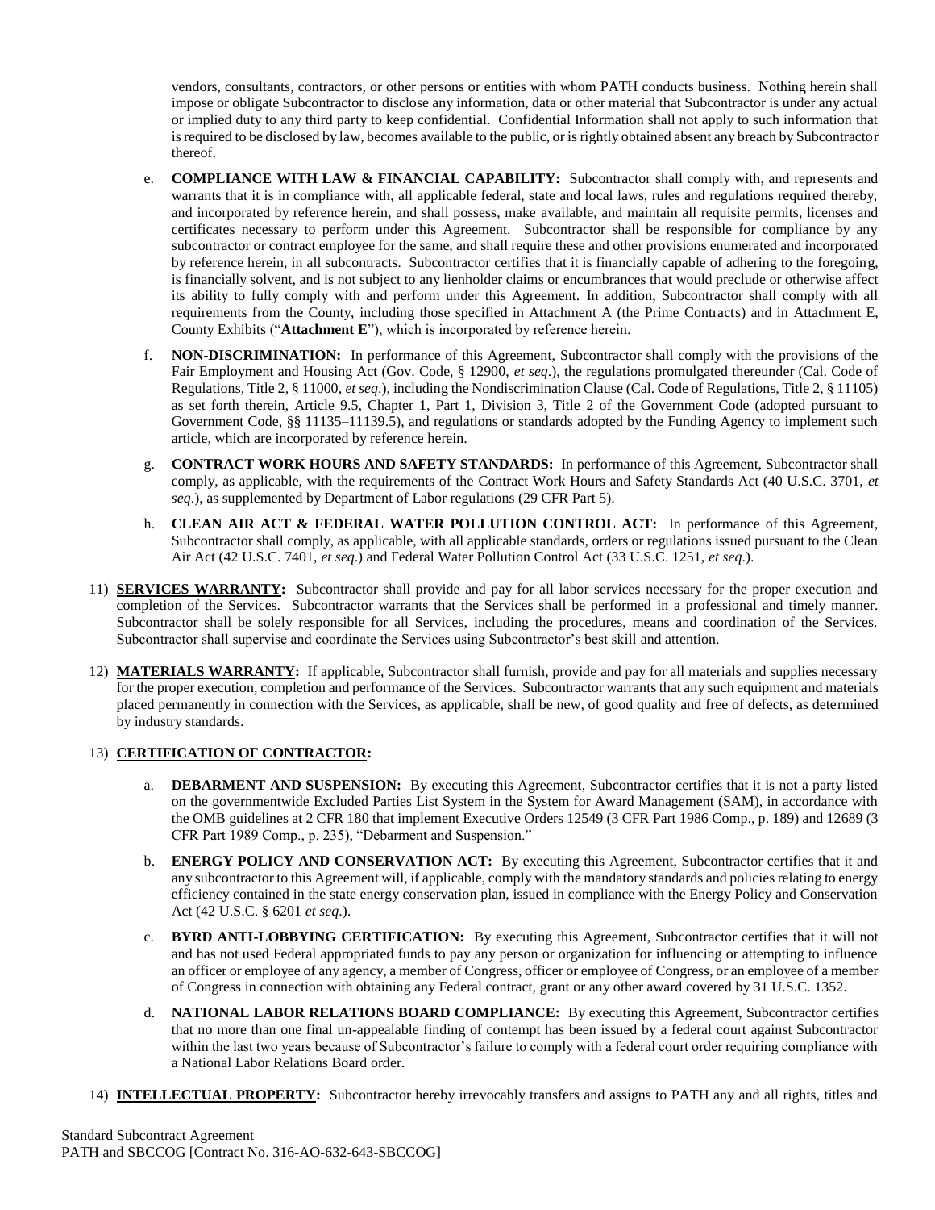vendors, consultants, contractors, or other persons or entities with whom PATH conducts business. Nothing herein shall impose or obligate Subcontractor to disclose any information, data or other material that Subcontractor is under any actual or implied duty to any third party to keep confidential. Confidential Information shall not apply to such information that is required to be disclosed by law, becomes available to the public, or is rightly obtained absent any breach by Subcontractor thereof.

e. **COMPLIANCE WITH LAW & FINANCIAL CAPABILITY:** Subcontractor shall comply with, and represents and warrants that it is in compliance with, all applicable federal, state and local laws, rules and regulations required thereby, and incorporated by reference herein, and shall possess, make available, and maintain all requisite permits, licenses and certificates necessary to perform under this Agreement. Subcontractor shall be responsible for compliance by any subcontractor or contract employee for the same, and shall require these and other provisions enumerated and incorporated by reference herein, in all subcontracts. Subcontractor certifies that it is financially capable of adhering to the foregoing, is financially solvent, and is not subject to any lienholder claims or encumbrances that would preclude or otherwise affect its ability to fully comply with and perform under this Agreement. In addition, Subcontractor shall comply with all requirements from the County, including those specified in Attachment A (the Prime Contracts) and in Attachment E, County Exhibits ("**Attachment E**"), which is incorporated by reference herein.

f. **NON-DISCRIMINATION:** In performance of this Agreement, Subcontractor shall comply with the provisions of the Fair Employment and Housing Act (Gov. Code, § 12900, *et seq*.), the regulations promulgated thereunder (Cal. Code of Regulations, Title 2, § 11000, *et seq*.), including the Nondiscrimination Clause (Cal. Code of Regulations, Title 2, § 11105) as set forth therein, Article 9.5, Chapter 1, Part 1, Division 3, Title 2 of the Government Code (adopted pursuant to Government Code, §§ 11135–11139.5), and regulations or standards adopted by the Funding Agency to implement such article, which are incorporated by reference herein.

g. **CONTRACT WORK HOURS AND SAFETY STANDARDS:** In performance of this Agreement, Subcontractor shall comply, as applicable, with the requirements of the Contract Work Hours and Safety Standards Act (40 U.S.C. 3701, *et seq*.), as supplemented by Department of Labor regulations (29 CFR Part 5).

h. **CLEAN AIR ACT & FEDERAL WATER POLLUTION CONTROL ACT:** In performance of this Agreement, Subcontractor shall comply, as applicable, with all applicable standards, orders or regulations issued pursuant to the Clean Air Act (42 U.S.C. 7401, *et seq*.) and Federal Water Pollution Control Act (33 U.S.C. 1251, *et seq*.).

11) **SERVICES WARRANTY:** Subcontractor shall provide and pay for all labor services necessary for the proper execution and completion of the Services. Subcontractor warrants that the Services shall be performed in a professional and timely manner. Subcontractor shall be solely responsible for all Services, including the procedures, means and coordination of the Services. Subcontractor shall supervise and coordinate the Services using Subcontractor's best skill and attention.

12) **MATERIALS WARRANTY:** If applicable, Subcontractor shall furnish, provide and pay for all materials and supplies necessary for the proper execution, completion and performance of the Services. Subcontractor warrants that any such equipment and materials placed permanently in connection with the Services, as applicable, shall be new, of good quality and free of defects, as determined by industry standards.

13) **CERTIFICATION OF CONTRACTOR:**

a. **DEBARMENT AND SUSPENSION:** By executing this Agreement, Subcontractor certifies that it is not a party listed on the governmentwide Excluded Parties List System in the System for Award Management (SAM), in accordance with the OMB guidelines at 2 CFR 180 that implement Executive Orders 12549 (3 CFR Part 1986 Comp., p. 189) and 12689 (3 CFR Part 1989 Comp., p. 235), "Debarment and Suspension."

b. **ENERGY POLICY AND CONSERVATION ACT:** By executing this Agreement, Subcontractor certifies that it and any subcontractor to this Agreement will, if applicable, comply with the mandatory standards and policies relating to energy efficiency contained in the state energy conservation plan, issued in compliance with the Energy Policy and Conservation Act (42 U.S.C. § 6201 *et seq*.).

c. **BYRD ANTI-LOBBYING CERTIFICATION:** By executing this Agreement, Subcontractor certifies that it will not and has not used Federal appropriated funds to pay any person or organization for influencing or attempting to influence an officer or employee of any agency, a member of Congress, officer or employee of Congress, or an employee of a member of Congress in connection with obtaining any Federal contract, grant or any other award covered by 31 U.S.C. 1352.

d. **NATIONAL LABOR RELATIONS BOARD COMPLIANCE:** By executing this Agreement, Subcontractor certifies that no more than one final un-appealable finding of contempt has been issued by a federal court against Subcontractor within the last two years because of Subcontractor's failure to comply with a federal court order requiring compliance with a National Labor Relations Board order.

14) **INTELLECTUAL PROPERTY:** Subcontractor hereby irrevocably transfers and assigns to PATH any and all rights, titles and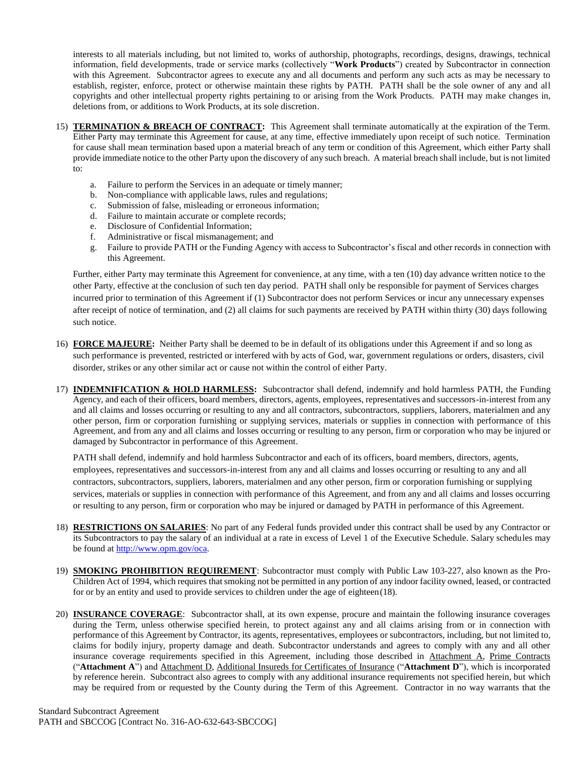interests to all materials including, but not limited to, works of authorship, photographs, recordings, designs, drawings, technical information, field developments, trade or service marks (collectively "**Work Products**") created by Subcontractor in connection with this Agreement. Subcontractor agrees to execute any and all documents and perform any such acts as may be necessary to establish, register, enforce, protect or otherwise maintain these rights by PATH. PATH shall be the sole owner of any and all copyrights and other intellectual property rights pertaining to or arising from the Work Products. PATH may make changes in, deletions from, or additions to Work Products, at its sole discretion.

15) **TERMINATION & BREACH OF CONTRACT:** This Agreement shall terminate automatically at the expiration of the Term. Either Party may terminate this Agreement for cause, at any time, effective immediately upon receipt of such notice. Termination for cause shall mean termination based upon a material breach of any term or condition of this Agreement, which either Party shall provide immediate notice to the other Party upon the discovery of any such breach. A material breach shall include, but is not limited to:

    a. Failure to perform the Services in an adequate or timely manner;
    b. Non-compliance with applicable laws, rules and regulations;
    c. Submission of false, misleading or erroneous information;
    d. Failure to maintain accurate or complete records;
    e. Disclosure of Confidential Information;
    f. Administrative or fiscal mismanagement; and
    g. Failure to provide PATH or the Funding Agency with access to Subcontractor's fiscal and other records in connection with this Agreement.

    Further, either Party may terminate this Agreement for convenience, at any time, with a ten (10) day advance written notice to the other Party, effective at the conclusion of such ten day period. PATH shall only be responsible for payment of Services charges incurred prior to termination of this Agreement if (1) Subcontractor does not perform Services or incur any unnecessary expenses after receipt of notice of termination, and (2) all claims for such payments are received by PATH within thirty (30) days following such notice.

16) **FORCE MAJEURE:** Neither Party shall be deemed to be in default of its obligations under this Agreement if and so long as such performance is prevented, restricted or interfered with by acts of God, war, government regulations or orders, disasters, civil disorder, strikes or any other similar act or cause not within the control of either Party.

17) **INDEMNIFICATION & HOLD HARMLESS:** Subcontractor shall defend, indemnify and hold harmless PATH, the Funding Agency, and each of their officers, board members, directors, agents, employees, representatives and successors-in-interest from any and all claims and losses occurring or resulting to any and all contractors, subcontractors, suppliers, laborers, materialmen and any other person, firm or corporation furnishing or supplying services, materials or supplies in connection with performance of this Agreement, and from any and all claims and losses occurring or resulting to any person, firm or corporation who may be injured or damaged by Subcontractor in performance of this Agreement.

    PATH shall defend, indemnify and hold harmless Subcontractor and each of its officers, board members, directors, agents, employees, representatives and successors-in-interest from any and all claims and losses occurring or resulting to any and all contractors, subcontractors, suppliers, laborers, materialmen and any other person, firm or corporation furnishing or supplying services, materials or supplies in connection with performance of this Agreement, and from any and all claims and losses occurring or resulting to any person, firm or corporation who may be injured or damaged by PATH in performance of this Agreement.

18) **RESTRICTIONS ON SALARIES**: No part of any Federal funds provided under this contract shall be used by any Contractor or its Subcontractors to pay the salary of an individual at a rate in excess of Level 1 of the Executive Schedule. Salary schedules may be found at http://www.opm.gov/oca.

19) **SMOKING PROHIBITION REQUIREMENT**: Subcontractor must comply with Public Law 103-227, also known as the Pro-Children Act of 1994, which requires that smoking not be permitted in any portion of any indoor facility owned, leased, or contracted for or by an entity and used to provide services to children under the age of eighteen (18).

20) **INSURANCE COVERAGE**: Subcontractor shall, at its own expense, procure and maintain the following insurance coverages during the Term, unless otherwise specified herein, to protect against any and all claims arising from or in connection with performance of this Agreement by Contractor, its agents, representatives, employees or subcontractors, including, but not limited to, claims for bodily injury, property damage and death. Subcontractor understands and agrees to comply with any and all other insurance coverage requirements specified in this Agreement, including those described in Attachment A, Prime Contracts ("**Attachment A**") and Attachment D, Additional Insureds for Certificates of Insurance ("**Attachment D**"), which is incorporated by reference herein. Subcontract also agrees to comply with any additional insurance requirements not specified herein, but which may be required from or requested by the County during the Term of this Agreement. Contractor in no way warrants that the

Standard Subcontract Agreement
PATH and SBCCOG [Contract No. 316-AO-632-643-SBCCOG]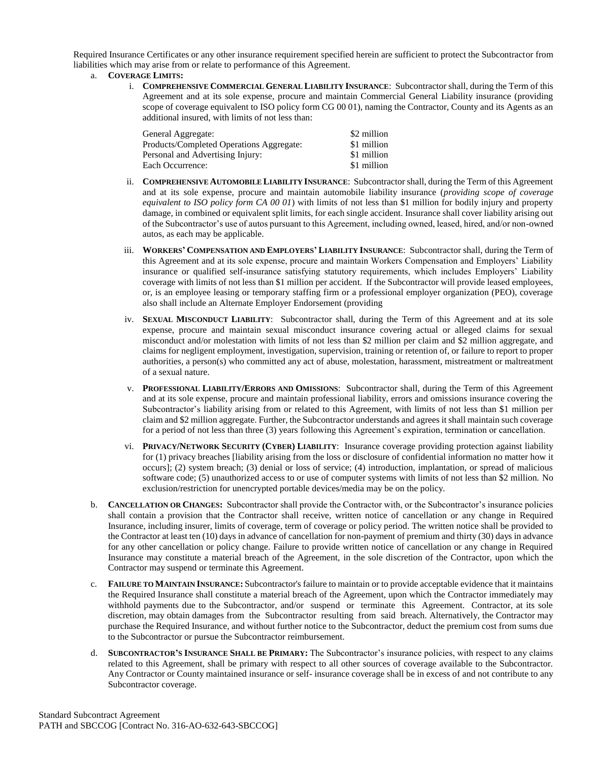Required Insurance Certificates or any other insurance requirement specified herein are sufficient to protect the Subcontractor from liabilities which may arise from or relate to performance of this Agreement.

a. **COVERAGE LIMITS:**

   i. **COMPREHENSIVE COMMERCIAL GENERAL LIABILITY INSURANCE**: Subcontractor shall, during the Term of this Agreement and at its sole expense, procure and maintain Commercial General Liability insurance (providing scope of coverage equivalent to ISO policy form CG 00 01), naming the Contractor, County and its Agents as an additional insured, with limits of not less than:

   | | |
   |---|---|
   | General Aggregate: | $2 million |
   | Products/Completed Operations Aggregate: | $1 million |
   | Personal and Advertising Injury: | $1 million |
   | Each Occurrence: | $1 million |

   ii. **COMPREHENSIVE AUTOMOBILE LIABILITY INSURANCE**: Subcontractor shall, during the Term of this Agreement and at its sole expense, procure and maintain automobile liability insurance (*providing scope of coverage equivalent to ISO policy form CA 00 01*) with limits of not less than $1 million for bodily injury and property damage, in combined or equivalent split limits, for each single accident. Insurance shall cover liability arising out of the Subcontractor's use of autos pursuant to this Agreement, including owned, leased, hired, and/or non-owned autos, as each may be applicable.

   iii. **WORKERS' COMPENSATION AND EMPLOYERS' LIABILITY INSURANCE**: Subcontractor shall, during the Term of this Agreement and at its sole expense, procure and maintain Workers Compensation and Employers' Liability insurance or qualified self-insurance satisfying statutory requirements, which includes Employers' Liability coverage with limits of not less than $1 million per accident. If the Subcontractor will provide leased employees, or, is an employee leasing or temporary staffing firm or a professional employer organization (PEO), coverage also shall include an Alternate Employer Endorsement (providing

   iv. **SEXUAL MISCONDUCT LIABILITY**: Subcontractor shall, during the Term of this Agreement and at its sole expense, procure and maintain sexual misconduct insurance covering actual or alleged claims for sexual misconduct and/or molestation with limits of not less than $2 million per claim and $2 million aggregate, and claims for negligent employment, investigation, supervision, training or retention of, or failure to report to proper authorities, a person(s) who committed any act of abuse, molestation, harassment, mistreatment or maltreatment of a sexual nature.

   v. **PROFESSIONAL LIABILITY/ERRORS AND OMISSIONS**: Subcontractor shall, during the Term of this Agreement and at its sole expense, procure and maintain professional liability, errors and omissions insurance covering the Subcontractor's liability arising from or related to this Agreement, with limits of not less than $1 million per claim and $2 million aggregate. Further, the Subcontractor understands and agrees it shall maintain such coverage for a period of not less than three (3) years following this Agreement's expiration, termination or cancellation.

   vi. **PRIVACY/NETWORK SECURITY (CYBER) LIABILITY**: Insurance coverage providing protection against liability for (1) privacy breaches [liability arising from the loss or disclosure of confidential information no matter how it occurs]; (2) system breach; (3) denial or loss of service; (4) introduction, implantation, or spread of malicious software code; (5) unauthorized access to or use of computer systems with limits of not less than $2 million. No exclusion/restriction for unencrypted portable devices/media may be on the policy.

b. **CANCELLATION OR CHANGES:** Subcontractor shall provide the Contractor with, or the Subcontractor's insurance policies shall contain a provision that the Contractor shall receive, written notice of cancellation or any change in Required Insurance, including insurer, limits of coverage, term of coverage or policy period. The written notice shall be provided to the Contractor at least ten (10) days in advance of cancellation for non-payment of premium and thirty (30) days in advance for any other cancellation or policy change. Failure to provide written notice of cancellation or any change in Required Insurance may constitute a material breach of the Agreement, in the sole discretion of the Contractor, upon which the Contractor may suspend or terminate this Agreement.

c. **FAILURE TO MAINTAIN INSURANCE:** Subcontractor's failure to maintain or to provide acceptable evidence that it maintains the Required Insurance shall constitute a material breach of the Agreement, upon which the Contractor immediately may withhold payments due to the Subcontractor, and/or suspend or terminate this Agreement. Contractor, at its sole discretion, may obtain damages from the Subcontractor resulting from said breach. Alternatively, the Contractor may purchase the Required Insurance, and without further notice to the Subcontractor, deduct the premium cost from sums due to the Subcontractor or pursue the Subcontractor reimbursement.

d. **SUBCONTRACTOR'S INSURANCE SHALL BE PRIMARY:** The Subcontractor's insurance policies, with respect to any claims related to this Agreement, shall be primary with respect to all other sources of coverage available to the Subcontractor. Any Contractor or County maintained insurance or self- insurance coverage shall be in excess of and not contribute to any Subcontractor coverage.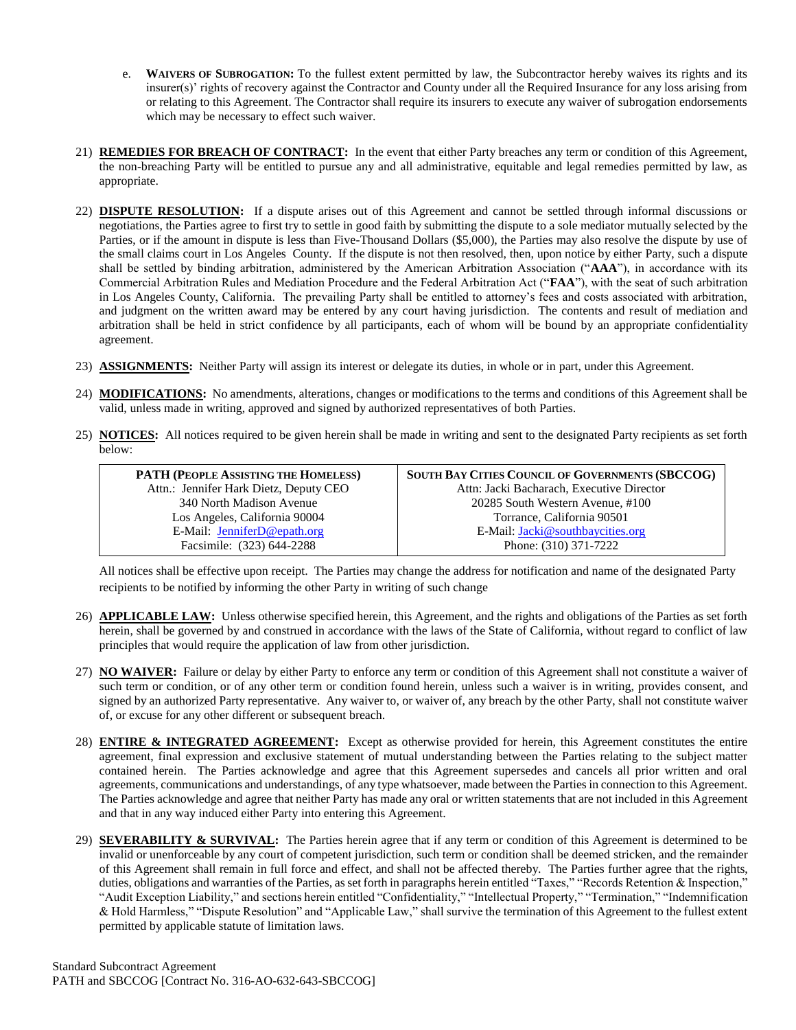e. **WAIVERS OF SUBROGATION:** To the fullest extent permitted by law, the Subcontractor hereby waives its rights and its insurer(s)' rights of recovery against the Contractor and County under all the Required Insurance for any loss arising from or relating to this Agreement. The Contractor shall require its insurers to execute any waiver of subrogation endorsements which may be necessary to effect such waiver.

21) **REMEDIES FOR BREACH OF CONTRACT:** In the event that either Party breaches any term or condition of this Agreement, the non-breaching Party will be entitled to pursue any and all administrative, equitable and legal remedies permitted by law, as appropriate.

22) **DISPUTE RESOLUTION:** If a dispute arises out of this Agreement and cannot be settled through informal discussions or negotiations, the Parties agree to first try to settle in good faith by submitting the dispute to a sole mediator mutually selected by the Parties, or if the amount in dispute is less than Five-Thousand Dollars ($5,000), the Parties may also resolve the dispute by use of the small claims court in Los Angeles County. If the dispute is not then resolved, then, upon notice by either Party, such a dispute shall be settled by binding arbitration, administered by the American Arbitration Association ("**AAA**"), in accordance with its Commercial Arbitration Rules and Mediation Procedure and the Federal Arbitration Act ("**FAA**"), with the seat of such arbitration in Los Angeles County, California. The prevailing Party shall be entitled to attorney's fees and costs associated with arbitration, and judgment on the written award may be entered by any court having jurisdiction. The contents and result of mediation and arbitration shall be held in strict confidence by all participants, each of whom will be bound by an appropriate confidentiality agreement.

23) **ASSIGNMENTS:** Neither Party will assign its interest or delegate its duties, in whole or in part, under this Agreement.

24) **MODIFICATIONS:** No amendments, alterations, changes or modifications to the terms and conditions of this Agreement shall be valid, unless made in writing, approved and signed by authorized representatives of both Parties.

25) **NOTICES:** All notices required to be given herein shall be made in writing and sent to the designated Party recipients as set forth below:

| **PATH (PEOPLE ASSISTING THE HOMELESS)** | **SOUTH BAY CITIES COUNCIL OF GOVERNMENTS (SBCCOG)** |
|---|---|
| Attn.: Jennifer Hark Dietz, Deputy CEO | Attn: Jacki Bacharach, Executive Director |
| 340 North Madison Avenue | 20285 South Western Avenue, #100 |
| Los Angeles, California 90004 | Torrance, California 90501 |
| E-Mail: JenniferD@epath.org | E-Mail: Jacki@southbaycities.org |
| Facsimile: (323) 644-2288 | Phone: (310) 371-7222 |

All notices shall be effective upon receipt. The Parties may change the address for notification and name of the designated Party recipients to be notified by informing the other Party in writing of such change

26) **APPLICABLE LAW:** Unless otherwise specified herein, this Agreement, and the rights and obligations of the Parties as set forth herein, shall be governed by and construed in accordance with the laws of the State of California, without regard to conflict of law principles that would require the application of law from other jurisdiction.

27) **NO WAIVER:** Failure or delay by either Party to enforce any term or condition of this Agreement shall not constitute a waiver of such term or condition, or of any other term or condition found herein, unless such a waiver is in writing, provides consent, and signed by an authorized Party representative. Any waiver to, or waiver of, any breach by the other Party, shall not constitute waiver of, or excuse for any other different or subsequent breach.

28) **ENTIRE & INTEGRATED AGREEMENT:** Except as otherwise provided for herein, this Agreement constitutes the entire agreement, final expression and exclusive statement of mutual understanding between the Parties relating to the subject matter contained herein. The Parties acknowledge and agree that this Agreement supersedes and cancels all prior written and oral agreements, communications and understandings, of any type whatsoever, made between the Parties in connection to this Agreement. The Parties acknowledge and agree that neither Party has made any oral or written statements that are not included in this Agreement and that in any way induced either Party into entering this Agreement.

29) **SEVERABILITY & SURVIVAL:** The Parties herein agree that if any term or condition of this Agreement is determined to be invalid or unenforceable by any court of competent jurisdiction, such term or condition shall be deemed stricken, and the remainder of this Agreement shall remain in full force and effect, and shall not be affected thereby. The Parties further agree that the rights, duties, obligations and warranties of the Parties, as set forth in paragraphs herein entitled "Taxes," "Records Retention & Inspection," "Audit Exception Liability," and sections herein entitled "Confidentiality," "Intellectual Property," "Termination," "Indemnification & Hold Harmless," "Dispute Resolution" and "Applicable Law," shall survive the termination of this Agreement to the fullest extent permitted by applicable statute of limitation laws.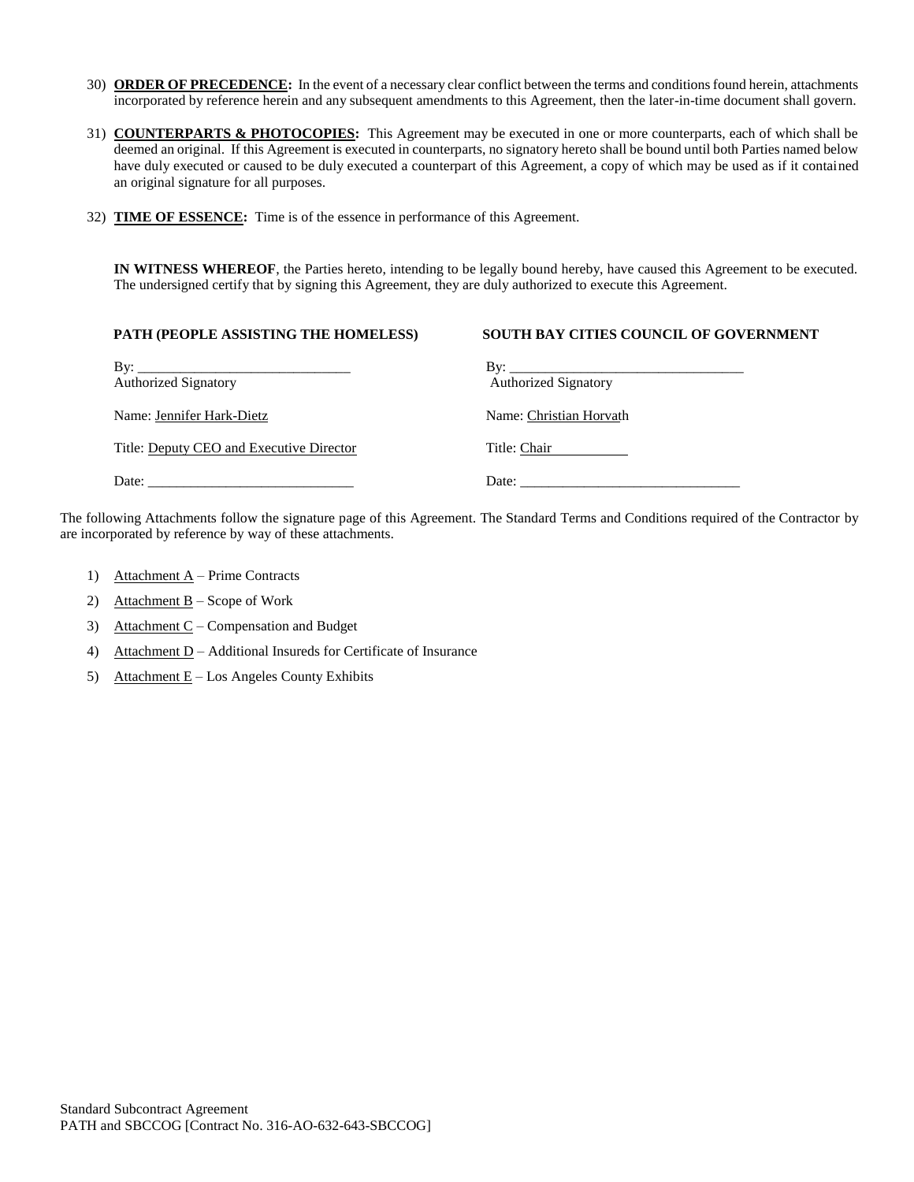30) **ORDER OF PRECEDENCE:** In the event of a necessary clear conflict between the terms and conditions found herein, attachments incorporated by reference herein and any subsequent amendments to this Agreement, then the later-in-time document shall govern.

31) **COUNTERPARTS & PHOTOCOPIES:** This Agreement may be executed in one or more counterparts, each of which shall be deemed an original. If this Agreement is executed in counterparts, no signatory hereto shall be bound until both Parties named below have duly executed or caused to be duly executed a counterpart of this Agreement, a copy of which may be used as if it contained an original signature for all purposes.

32) **TIME OF ESSENCE:** Time is of the essence in performance of this Agreement.

**IN WITNESS WHEREOF**, the Parties hereto, intending to be legally bound hereby, have caused this Agreement to be executed. The undersigned certify that by signing this Agreement, they are duly authorized to execute this Agreement.

| **PATH (PEOPLE ASSISTING THE HOMELESS)** | **SOUTH BAY CITIES COUNCIL OF GOVERNMENT** |
|---|---|
| By: ______________________________<br>Authorized Signatory | By: _________________________________<br>Authorized Signatory |
| Name: Jennifer Hark-Dietz | Name: Christian Horvath |
| Title: Deputy CEO and Executive Director | Title: Chair |
| Date: _____________________________ | Date: _______________________________ |

The following Attachments follow the signature page of this Agreement. The Standard Terms and Conditions required of the Contractor by are incorporated by reference by way of these attachments.

1) Attachment A – Prime Contracts
2) Attachment B – Scope of Work
3) Attachment C – Compensation and Budget
4) Attachment D – Additional Insureds for Certificate of Insurance
5) Attachment E – Los Angeles County Exhibits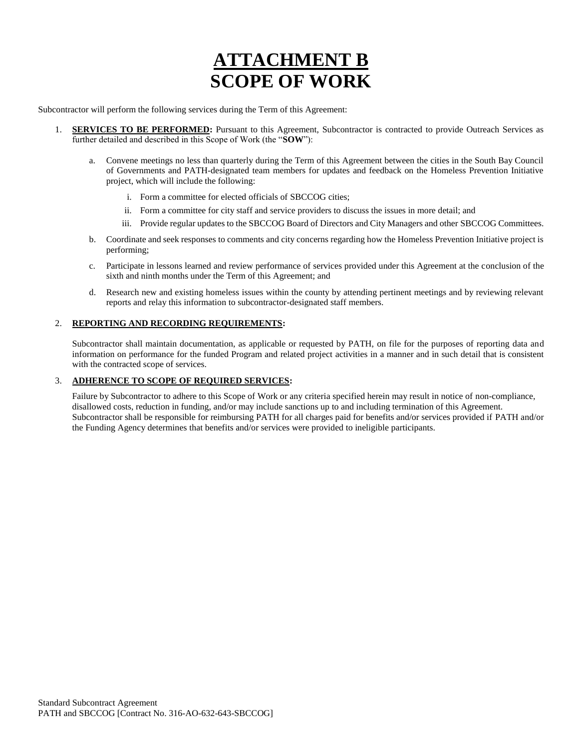# ATTACHMENT B
# SCOPE OF WORK

Subcontractor will perform the following services during the Term of this Agreement:

1. **SERVICES TO BE PERFORMED:** Pursuant to this Agreement, Subcontractor is contracted to provide Outreach Services as further detailed and described in this Scope of Work (the "**SOW**"):

   a. Convene meetings no less than quarterly during the Term of this Agreement between the cities in the South Bay Council of Governments and PATH-designated team members for updates and feedback on the Homeless Prevention Initiative project, which will include the following:

      i. Form a committee for elected officials of SBCCOG cities;

      ii. Form a committee for city staff and service providers to discuss the issues in more detail; and

      iii. Provide regular updates to the SBCCOG Board of Directors and City Managers and other SBCCOG Committees.

   b. Coordinate and seek responses to comments and city concerns regarding how the Homeless Prevention Initiative project is performing;

   c. Participate in lessons learned and review performance of services provided under this Agreement at the conclusion of the sixth and ninth months under the Term of this Agreement; and

   d. Research new and existing homeless issues within the county by attending pertinent meetings and by reviewing relevant reports and relay this information to subcontractor-designated staff members.

2. **REPORTING AND RECORDING REQUIREMENTS:**

   Subcontractor shall maintain documentation, as applicable or requested by PATH, on file for the purposes of reporting data and information on performance for the funded Program and related project activities in a manner and in such detail that is consistent with the contracted scope of services.

3. **ADHERENCE TO SCOPE OF REQUIRED SERVICES:**

   Failure by Subcontractor to adhere to this Scope of Work or any criteria specified herein may result in notice of non-compliance, disallowed costs, reduction in funding, and/or may include sanctions up to and including termination of this Agreement. Subcontractor shall be responsible for reimbursing PATH for all charges paid for benefits and/or services provided if PATH and/or the Funding Agency determines that benefits and/or services were provided to ineligible participants.

Standard Subcontract Agreement
PATH and SBCCOG [Contract No. 316-AO-632-643-SBCCOG]